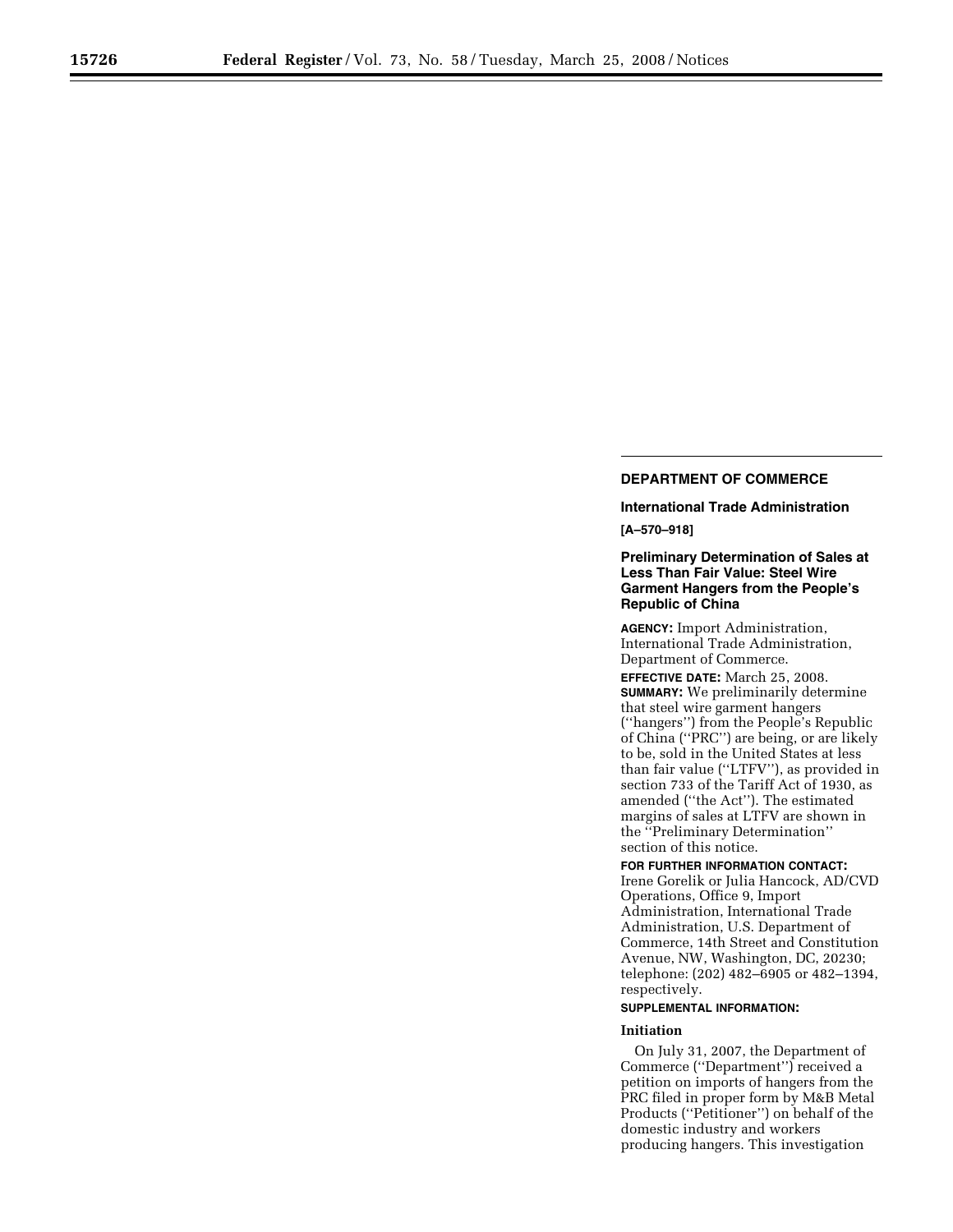## DEPARTMENT OF COMMERCE

### International Trade Administration

**[A–570–918]**

### Preliminary Determination of Sales at Less Than Fair Value: Steel Wire Garment Hangers from the People's Republic of China

**AGENCY:** Import Administration, International Trade Administration, Department of Commerce.

**EFFECTIVE DATE:** March 25, 2008.

**SUMMARY:** We preliminarily determine that steel wire garment hangers (''hangers'') from the People's Republic of China (''PRC'') are being, or are likely to be, sold in the United States at less than fair value (''LTFV''), as provided in section 733 of the Tariff Act of 1930, as amended (''the Act''). The estimated margins of sales at LTFV are shown in the ''Preliminary Determination'' section of this notice.

**FOR FURTHER INFORMATION CONTACT:** Irene Gorelik or Julia Hancock, AD/CVD Operations, Office 9, Import Administration, International Trade Administration, U.S. Department of Commerce, 14th Street and Constitution Avenue, NW, Washington, DC, 20230; telephone: (202) 482–6905 or 482–1394, respectively.

**SUPPLEMENTAL INFORMATION:**

**Initiation**

On July 31, 2007, the Department of Commerce (''Department'') received a petition on imports of hangers from the PRC filed in proper form by M&B Metal Products (''Petitioner'') on behalf of the domestic industry and workers producing hangers. This investigation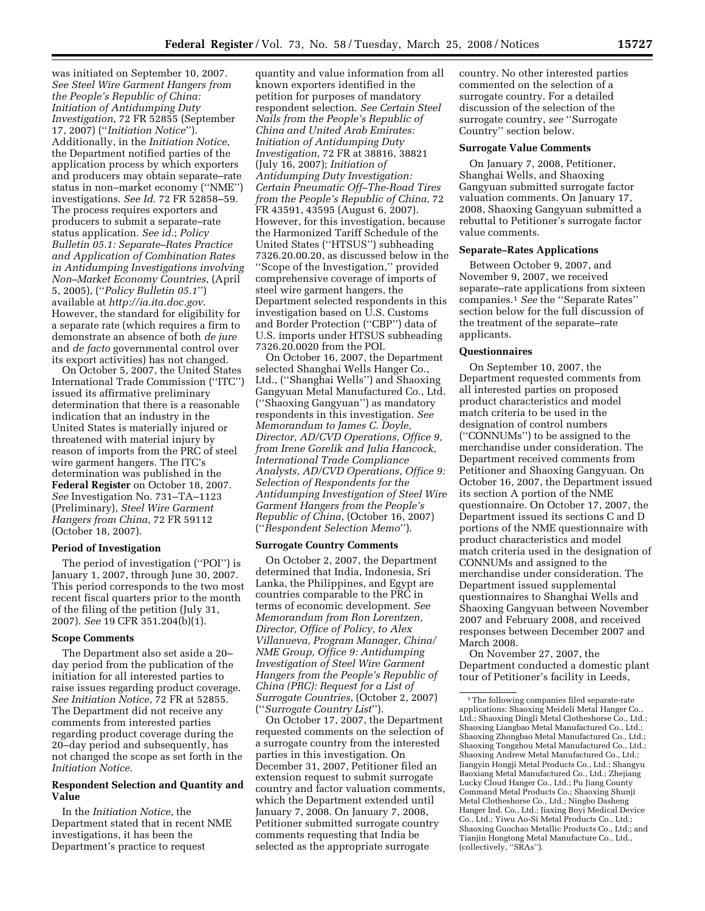was initiated on September 10, 2007. *See Steel Wire Garment Hangers from the People's Republic of China: Initiation of Antidumping Duty Investigation*, 72 FR 52855 (September 17, 2007) (''*Initiation Notice*''). Additionally, in the *Initiation Notice*, the Department notified parties of the application process by which exporters and producers may obtain separate–rate status in non–market economy (''NME'') investigations. *See Id.* 72 FR 52858–59. The process requires exporters and producers to submit a separate–rate status application. *See id.*; *Policy Bulletin 05.1: Separate–Rates Practice and Application of Combination Rates in Antidumping Investigations involving Non–Market Economy Countries*, (April 5, 2005), (''*Policy Bulletin 05.1*'') available at *http://ia.ita.doc.gov*. However, the standard for eligibility for a separate rate (which requires a firm to demonstrate an absence of both *de jure* and *de facto* governmental control over its export activities) has not changed.

On October 5, 2007, the United States International Trade Commission (''ITC'') issued its affirmative preliminary determination that there is a reasonable indication that an industry in the United States is materially injured or threatened with material injury by reason of imports from the PRC of steel wire garment hangers. The ITC's determination was published in the **Federal Register** on October 18, 2007. *See* Investigation No. 731–TA–1123 (Preliminary), *Steel Wire Garment Hangers from China*, 72 FR 59112 (October 18, 2007).

## Period of Investigation

The period of investigation (''POI'') is January 1, 2007, through June 30, 2007. This period corresponds to the two most recent fiscal quarters prior to the month of the filing of the petition (July 31, 2007). *See* 19 CFR 351.204(b)(1).

## Scope Comments

The Department also set aside a 20–day period from the publication of the initiation for all interested parties to raise issues regarding product coverage. *See Initiation Notice*, 72 FR at 52855. The Department did not receive any comments from interested parties regarding product coverage during the 20–day period and subsequently, has not changed the scope as set forth in the *Initiation Notice*.

## Respondent Selection and Quantity and Value

In the *Initiation Notice*, the Department stated that in recent NME investigations, it has been the Department's practice to request quantity and value information from all known exporters identified in the petition for purposes of mandatory respondent selection. *See Certain Steel Nails from the People's Republic of China and United Arab Emirates: Initiation of Antidumping Duty Investigation*, 72 FR at 38816, 38821 (July 16, 2007); *Initiation of Antidumping Duty Investigation: Certain Pneumatic Off–The-Road Tires from the People's Republic of China*, 72 FR 43591, 43595 (August 6, 2007). However, for this investigation, because the Harmonized Tariff Schedule of the United States (''HTSUS'') subheading 7326.20.00.20, as discussed below in the ''Scope of the Investigation,'' provided comprehensive coverage of imports of steel wire garment hangers, the Department selected respondents in this investigation based on U.S. Customs and Border Protection (''CBP'') data of U.S. imports under HTSUS subheading 7326.20.0020 from the POI.

On October 16, 2007, the Department selected Shanghai Wells Hanger Co., Ltd., (''Shanghai Wells'') and Shaoxing Gangyuan Metal Manufactured Co., Ltd. (''Shaoxing Gangyuan'') as mandatory respondents in this investigation. *See Memorandum to James C. Doyle, Director, AD/CVD Operations, Office 9, from Irene Gorelik and Julia Hancock, International Trade Compliance Analysts, AD/CVD Operations, Office 9: Selection of Respondents for the Antidumping Investigation of Steel Wire Garment Hangers from the People's Republic of China*, (October 16, 2007) (''*Respondent Selection Memo*'').

## Surrogate Country Comments

On October 2, 2007, the Department determined that India, Indonesia, Sri Lanka, the Philippines, and Egypt are countries comparable to the PRC in terms of economic development. *See Memorandum from Ron Lorentzen, Director, Office of Policy, to Alex Villanueva, Program Manager, China/NME Group, Office 9: Antidumping Investigation of Steel Wire Garment Hangers from the People's Republic of China (PRC): Request for a List of Surrogate Countries*, (October 2, 2007) (''*Surrogate Country List*'').

On October 17, 2007, the Department requested comments on the selection of a surrogate country from the interested parties in this investigation. On December 31, 2007, Petitioner filed an extension request to submit surrogate country and factor valuation comments, which the Department extended until January 7, 2008. On January 7, 2008, Petitioner submitted surrogate country comments requesting that India be selected as the appropriate surrogate country. No other interested parties commented on the selection of a surrogate country. For a detailed discussion of the selection of the surrogate country, *see* ''Surrogate Country'' section below.

## Surrogate Value Comments

On January 7, 2008, Petitioner, Shanghai Wells, and Shaoxing Gangyuan submitted surrogate factor valuation comments. On January 17, 2008, Shaoxing Gangyuan submitted a rebuttal to Petitioner's surrogate factor value comments.

## Separate–Rates Applications

Between October 9, 2007, and November 9, 2007, we received separate–rate applications from sixteen companies.[1] *See* the ''Separate Rates'' section below for the full discussion of the treatment of the separate–rate applicants.

## Questionnaires

On September 10, 2007, the Department requested comments from all interested parties on proposed product characteristics and model match criteria to be used in the designation of control numbers (''CONNUMs'') to be assigned to the merchandise under consideration. The Department received comments from Petitioner and Shaoxing Gangyuan. On October 16, 2007, the Department issued its section A portion of the NME questionnaire. On October 17, 2007, the Department issued its sections C and D portions of the NME questionnaire with product characteristics and model match criteria used in the designation of CONNUMs and assigned to the merchandise under consideration. The Department issued supplemental questionnaires to Shanghai Wells and Shaoxing Gangyuan between November 2007 and February 2008, and received responses between December 2007 and March 2008.

On November 27, 2007, the Department conducted a domestic plant tour of Petitioner's facility in Leeds,

---

[1] The following companies filed separate-rate applications: Shaoxing Meideli Metal Hanger Co., Ltd.; Shaoxing Dingli Metal Clotheshorse Co., Ltd.; Shaoxing Liangbao Metal Manufactured Co., Ltd.; Shaoxing Zhongbao Metal Manufactured Co., Ltd.; Shaoxing Tongzhou Metal Manufactured Co., Ltd.; Shaoxing Andrew Metal Manufactured Co., Ltd.; Jiangyin Hongji Metal Products Co., Ltd.; Shangyu Baoxiang Metal Manufactured Co., Ltd.; Zhejiang Lucky Cloud Hanger Co., Ltd.; Pu Jiang County Command Metal Products Co.; Shaoxing Shunji Metal Clotheshorse Co., Ltd.; Ningbo Dasheng Hanger Ind. Co., Ltd.; Jiaxing Boyi Medical Device Co., Ltd.; Yiwu Ao-Si Metal Products Co., Ltd.; Shaoxing Guochao Metallic Products Co., Ltd.; and Tianjin Hongtong Metal Manufacture Co., Ltd., (collectively, ''SRAs'').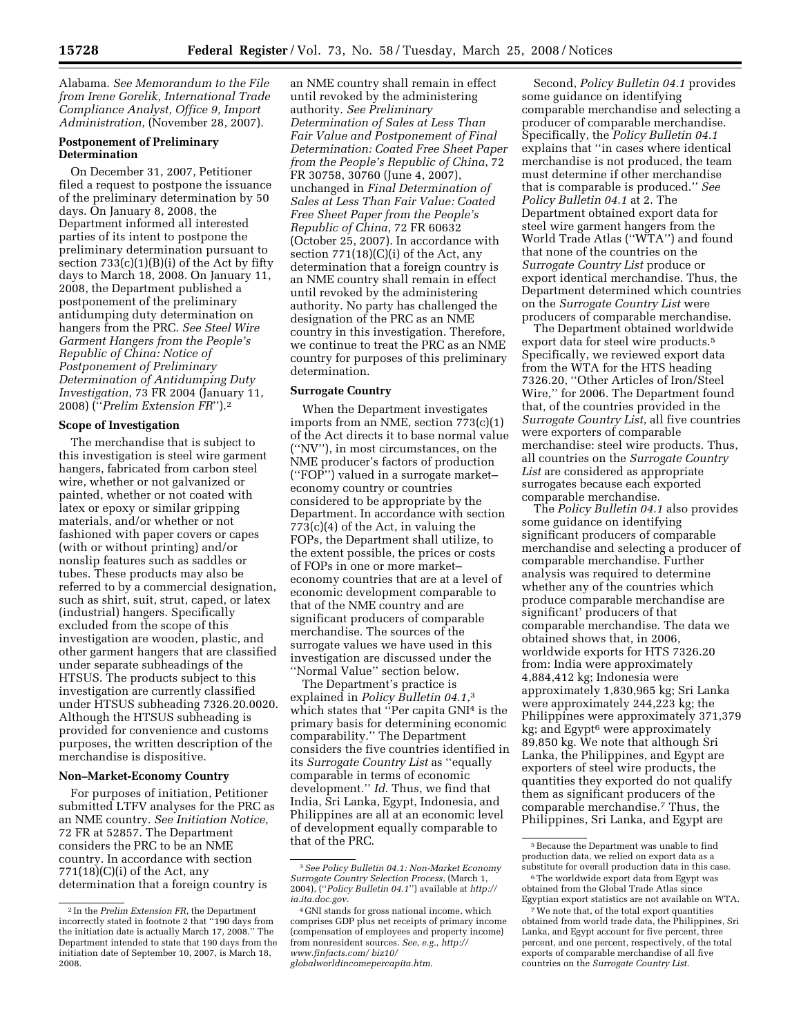Alabama. *See Memorandum to the File from Irene Gorelik, International Trade Compliance Analyst, Office 9, Import Administration*, (November 28, 2007).

### Postponement of Preliminary Determination

On December 31, 2007, Petitioner filed a request to postpone the issuance of the preliminary determination by 50 days. On January 8, 2008, the Department informed all interested parties of its intent to postpone the preliminary determination pursuant to section 733(c)(1)(B)(i) of the Act by fifty days to March 18, 2008. On January 11, 2008, the Department published a postponement of the preliminary antidumping duty determination on hangers from the PRC. *See Steel Wire Garment Hangers from the People's Republic of China: Notice of Postponement of Preliminary Determination of Antidumping Duty Investigation*, 73 FR 2004 (January 11, 2008) (''*Prelim Extension FR*'').[2]

### Scope of Investigation

The merchandise that is subject to this investigation is steel wire garment hangers, fabricated from carbon steel wire, whether or not galvanized or painted, whether or not coated with latex or epoxy or similar gripping materials, and/or whether or not fashioned with paper covers or capes (with or without printing) and/or nonslip features such as saddles or tubes. These products may also be referred to by a commercial designation, such as shirt, suit, strut, caped, or latex (industrial) hangers. Specifically excluded from the scope of this investigation are wooden, plastic, and other garment hangers that are classified under separate subheadings of the HTSUS. The products subject to this investigation are currently classified under HTSUS subheading 7326.20.0020. Although the HTSUS subheading is provided for convenience and customs purposes, the written description of the merchandise is dispositive.

### Non–Market-Economy Country

For purposes of initiation, Petitioner submitted LTFV analyses for the PRC as an NME country. *See Initiation Notice*, 72 FR at 52857. The Department considers the PRC to be an NME country. In accordance with section 771(18)(C)(i) of the Act, any determination that a foreign country is an NME country shall remain in effect until revoked by the administering authority. *See Preliminary Determination of Sales at Less Than Fair Value and Postponement of Final Determination: Coated Free Sheet Paper from the People's Republic of China*, 72 FR 30758, 30760 (June 4, 2007), unchanged in *Final Determination of Sales at Less Than Fair Value: Coated Free Sheet Paper from the People's Republic of China*, 72 FR 60632 (October 25, 2007). In accordance with section 771(18)(C)(i) of the Act, any determination that a foreign country is an NME country shall remain in effect until revoked by the administering authority. No party has challenged the designation of the PRC as an NME country in this investigation. Therefore, we continue to treat the PRC as an NME country for purposes of this preliminary determination.

### Surrogate Country

When the Department investigates imports from an NME, section 773(c)(1) of the Act directs it to base normal value (''NV''), in most circumstances, on the NME producer's factors of production (''FOP'') valued in a surrogate market–economy country or countries considered to be appropriate by the Department. In accordance with section 773(c)(4) of the Act, in valuing the FOPs, the Department shall utilize, to the extent possible, the prices or costs of FOPs in one or more market–economy countries that are at a level of economic development comparable to that of the NME country and are significant producers of comparable merchandise. The sources of the surrogate values we have used in this investigation are discussed under the ''Normal Value'' section below.

The Department's practice is explained in *Policy Bulletin 04.1*,[3] which states that ''Per capita GNI[4] is the primary basis for determining economic comparability.'' The Department considers the five countries identified in its *Surrogate Country List* as ''equally comparable in terms of economic development.'' *Id.* Thus, we find that India, Sri Lanka, Egypt, Indonesia, and Philippines are all at an economic level of development equally comparable to that of the PRC.

Second, *Policy Bulletin 04.1* provides some guidance on identifying comparable merchandise and selecting a producer of comparable merchandise. Specifically, the *Policy Bulletin 04.1* explains that ''in cases where identical merchandise is not produced, the team must determine if other merchandise that is comparable is produced.'' *See Policy Bulletin 04.1* at 2. The Department obtained export data for steel wire garment hangers from the World Trade Atlas (''WTA'') and found that none of the countries on the *Surrogate Country List* produce or export identical merchandise. Thus, the Department determined which countries on the *Surrogate Country List* were producers of comparable merchandise.

The Department obtained worldwide export data for steel wire products.[5] Specifically, we reviewed export data from the WTA for the HTS heading 7326.20, ''Other Articles of Iron/Steel Wire,'' for 2006. The Department found that, of the countries provided in the *Surrogate Country List*, all five countries were exporters of comparable merchandise: steel wire products. Thus, all countries on the *Surrogate Country List* are considered as appropriate surrogates because each exported comparable merchandise.

The *Policy Bulletin 04.1* also provides some guidance on identifying significant producers of comparable merchandise and selecting a producer of comparable merchandise. Further analysis was required to determine whether any of the countries which produce comparable merchandise are significant' producers of that comparable merchandise. The data we obtained shows that, in 2006, worldwide exports for HTS 7326.20 from: India were approximately 4,884,412 kg; Indonesia were approximately 1,830,965 kg; Sri Lanka were approximately 244,223 kg; the Philippines were approximately 371,379 kg; and Egypt[6] were approximately 89,850 kg. We note that although Sri Lanka, the Philippines, and Egypt are exporters of steel wire products, the quantities they exported do not qualify them as significant producers of the comparable merchandise.[7] Thus, the Philippines, Sri Lanka, and Egypt are

---

[2] In the *Prelim Extension FR*, the Department incorrectly stated in footnote 2 that ''190 days from the initiation date is actually March 17, 2008.'' The Department intended to state that 190 days from the initiation date of September 10, 2007, is March 18, 2008.

[3] *See Policy Bulletin 04.1: Non-Market Economy Surrogate Country Selection Process*, (March 1, 2004), (''*Policy Bulletin 04.1*'') available at *http://ia.ita.doc.gov*.

[4] GNI stands for gross national income, which comprises GDP plus net receipts of primary income (compensation of employees and property income) from nonresident sources. *See, e.g., http://www.finfacts.com/biz10/globalworldincomepercapita.htm*.

[5] Because the Department was unable to find production data, we relied on export data as a substitute for overall production data in this case.

[6] The worldwide export data from Egypt was obtained from the Global Trade Atlas since Egyptian export statistics are not available on WTA.

[7] We note that, of the total export quantities obtained from world trade data, the Philippines, Sri Lanka, and Egypt account for five percent, three percent, and one percent, respectively, of the total exports of comparable merchandise of all five countries on the *Surrogate Country List*.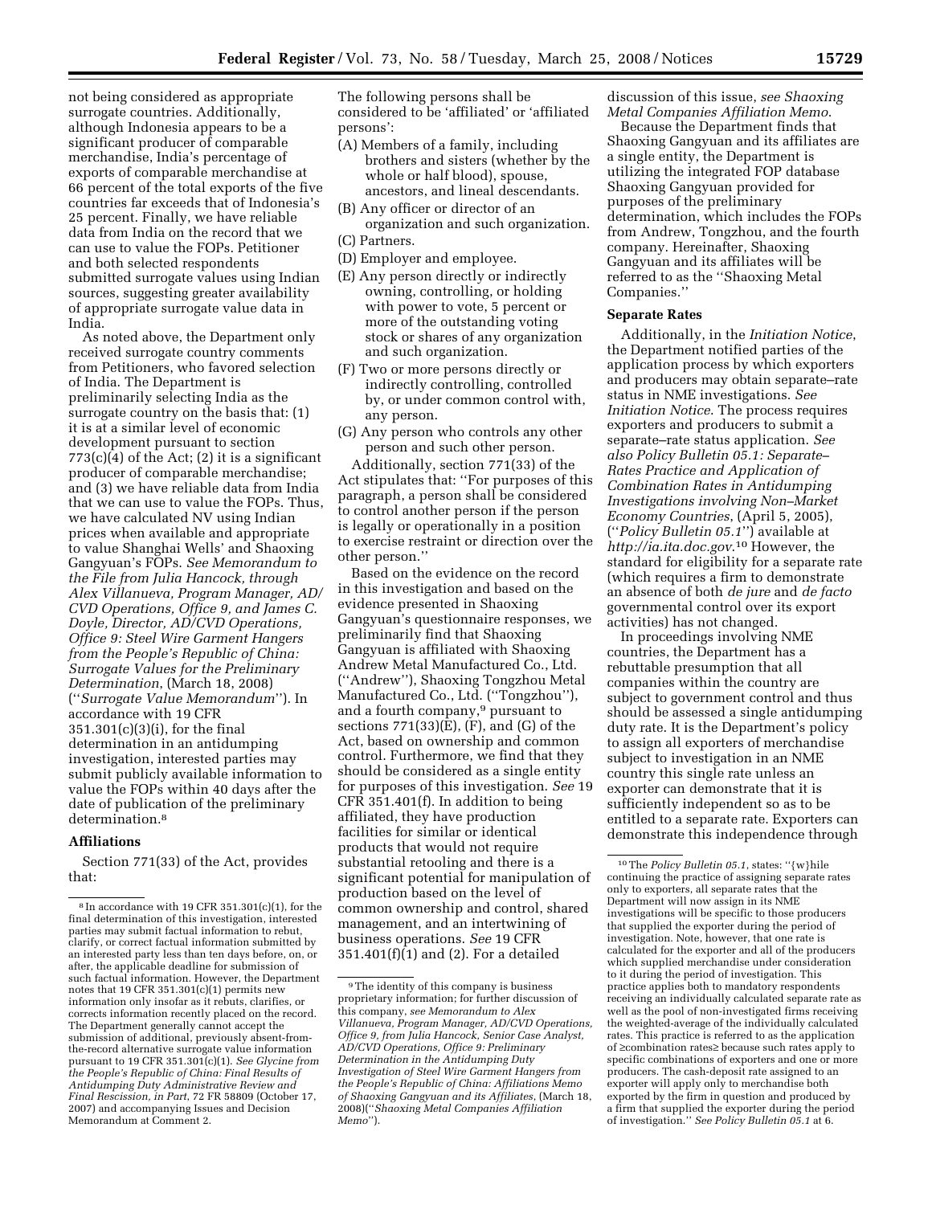not being considered as appropriate surrogate countries. Additionally, although Indonesia appears to be a significant producer of comparable merchandise, India's percentage of exports of comparable merchandise at 66 percent of the total exports of the five countries far exceeds that of Indonesia's 25 percent. Finally, we have reliable data from India on the record that we can use to value the FOPs. Petitioner and both selected respondents submitted surrogate values using Indian sources, suggesting greater availability of appropriate surrogate value data in India.

As noted above, the Department only received surrogate country comments from Petitioners, who favored selection of India. The Department is preliminarily selecting India as the surrogate country on the basis that: (1) it is at a similar level of economic development pursuant to section 773(c)(4) of the Act; (2) it is a significant producer of comparable merchandise; and (3) we have reliable data from India that we can use to value the FOPs. Thus, we have calculated NV using Indian prices when available and appropriate to value Shanghai Wells' and Shaoxing Gangyuan's FOPs. *See Memorandum to the File from Julia Hancock, through Alex Villanueva, Program Manager, AD/CVD Operations, Office 9, and James C. Doyle, Director, AD/CVD Operations, Office 9: Steel Wire Garment Hangers from the People's Republic of China: Surrogate Values for the Preliminary Determination*, (March 18, 2008) (''*Surrogate Value Memorandum*''). In accordance with 19 CFR 351.301(c)(3)(i), for the final determination in an antidumping investigation, interested parties may submit publicly available information to value the FOPs within 40 days after the date of publication of the preliminary determination.[8]

## Affiliations

Section 771(33) of the Act, provides that:

The following persons shall be considered to be 'affiliated' or 'affiliated persons':

(A) Members of a family, including brothers and sisters (whether by the whole or half blood), spouse, ancestors, and lineal descendants.
(B) Any officer or director of an organization and such organization.
(C) Partners.
(D) Employer and employee.
(E) Any person directly or indirectly owning, controlling, or holding with power to vote, 5 percent or more of the outstanding voting stock or shares of any organization and such organization.
(F) Two or more persons directly or indirectly controlling, controlled by, or under common control with, any person.
(G) Any person who controls any other person and such other person.

Additionally, section 771(33) of the Act stipulates that: ''For purposes of this paragraph, a person shall be considered to control another person if the person is legally or operationally in a position to exercise restraint or direction over the other person.''

Based on the evidence on the record in this investigation and based on the evidence presented in Shaoxing Gangyuan's questionnaire responses, we preliminarily find that Shaoxing Gangyuan is affiliated with Shaoxing Andrew Metal Manufactured Co., Ltd. (''Andrew''), Shaoxing Tongzhou Metal Manufactured Co., Ltd. (''Tongzhou''), and a fourth company,[9] pursuant to sections 771(33)(E), (F), and (G) of the Act, based on ownership and common control. Furthermore, we find that they should be considered as a single entity for purposes of this investigation. *See* 19 CFR 351.401(f). In addition to being affiliated, they have production facilities for similar or identical products that would not require substantial retooling and there is a significant potential for manipulation of production based on the level of common ownership and control, shared management, and an intertwining of business operations. *See* 19 CFR 351.401(f)(1) and (2). For a detailed discussion of this issue, *see Shaoxing Metal Companies Affiliation Memo*.

Because the Department finds that Shaoxing Gangyuan and its affiliates are a single entity, the Department is utilizing the integrated FOP database Shaoxing Gangyuan provided for purposes of the preliminary determination, which includes the FOPs from Andrew, Tongzhou, and the fourth company. Hereinafter, Shaoxing Gangyuan and its affiliates will be referred to as the ''Shaoxing Metal Companies.''

## Separate Rates

Additionally, in the *Initiation Notice*, the Department notified parties of the application process by which exporters and producers may obtain separate–rate status in NME investigations. *See Initiation Notice*. The process requires exporters and producers to submit a separate–rate status application. *See also Policy Bulletin 05.1: Separate–Rates Practice and Application of Combination Rates in Antidumping Investigations involving Non–Market Economy Countries*, (April 5, 2005), (''*Policy Bulletin 05.1*'') available at *http://ia.ita.doc.gov*.[10] However, the standard for eligibility for a separate rate (which requires a firm to demonstrate an absence of both *de jure* and *de facto* governmental control over its export activities) has not changed.

In proceedings involving NME countries, the Department has a rebuttable presumption that all companies within the country are subject to government control and thus should be assessed a single antidumping duty rate. It is the Department's policy to assign all exporters of merchandise subject to investigation in an NME country this single rate unless an exporter can demonstrate that it is sufficiently independent so as to be entitled to a separate rate. Exporters can demonstrate this independence through

---

[8] In accordance with 19 CFR 351.301(c)(1), for the final determination of this investigation, interested parties may submit factual information to rebut, clarify, or correct factual information submitted by an interested party less than ten days before, on, or after, the applicable deadline for submission of such factual information. However, the Department notes that 19 CFR 351.301(c)(1) permits new information only insofar as it rebuts, clarifies, or corrects information recently placed on the record. The Department generally cannot accept the submission of additional, previously absent-from-the-record alternative surrogate value information pursuant to 19 CFR 351.301(c)(1). *See Glycine from the People's Republic of China: Final Results of Antidumping Duty Administrative Review and Final Rescission, in Part*, 72 FR 58809 (October 17, 2007) and accompanying Issues and Decision Memorandum at Comment 2.

[9] The identity of this company is business proprietary information; for further discussion of this company, *see Memorandum to Alex Villanueva, Program Manager, AD/CVD Operations, Office 9, from Julia Hancock, Senior Case Analyst, AD/CVD Operations, Office 9: Preliminary Determination in the Antidumping Duty Investigation of Steel Wire Garment Hangers from the People's Republic of China: Affiliations Memo of Shaoxing Gangyuan and its Affiliates*, (March 18, 2008)(''*Shaoxing Metal Companies Affiliation Memo*'').

[10] The *Policy Bulletin 05.1*, states: ''{w}hile continuing the practice of assigning separate rates only to exporters, all separate rates that the Department will now assign in its NME investigations will be specific to those producers that supplied the exporter during the period of investigation. Note, however, that one rate is calculated for the exporter and all of the producers which supplied merchandise under consideration to it during the period of investigation. This practice applies both to mandatory respondents receiving an individually calculated separate rate as well as the pool of non-investigated firms receiving the weighted-average of the individually calculated rates. This practice is referred to as the application of ≥combination rates≥ because such rates apply to specific combinations of exporters and one or more producers. The cash-deposit rate assigned to an exporter will apply only to merchandise both exported by the firm in question and produced by a firm that supplied the exporter during the period of investigation.'' *See Policy Bulletin 05.1* at 6.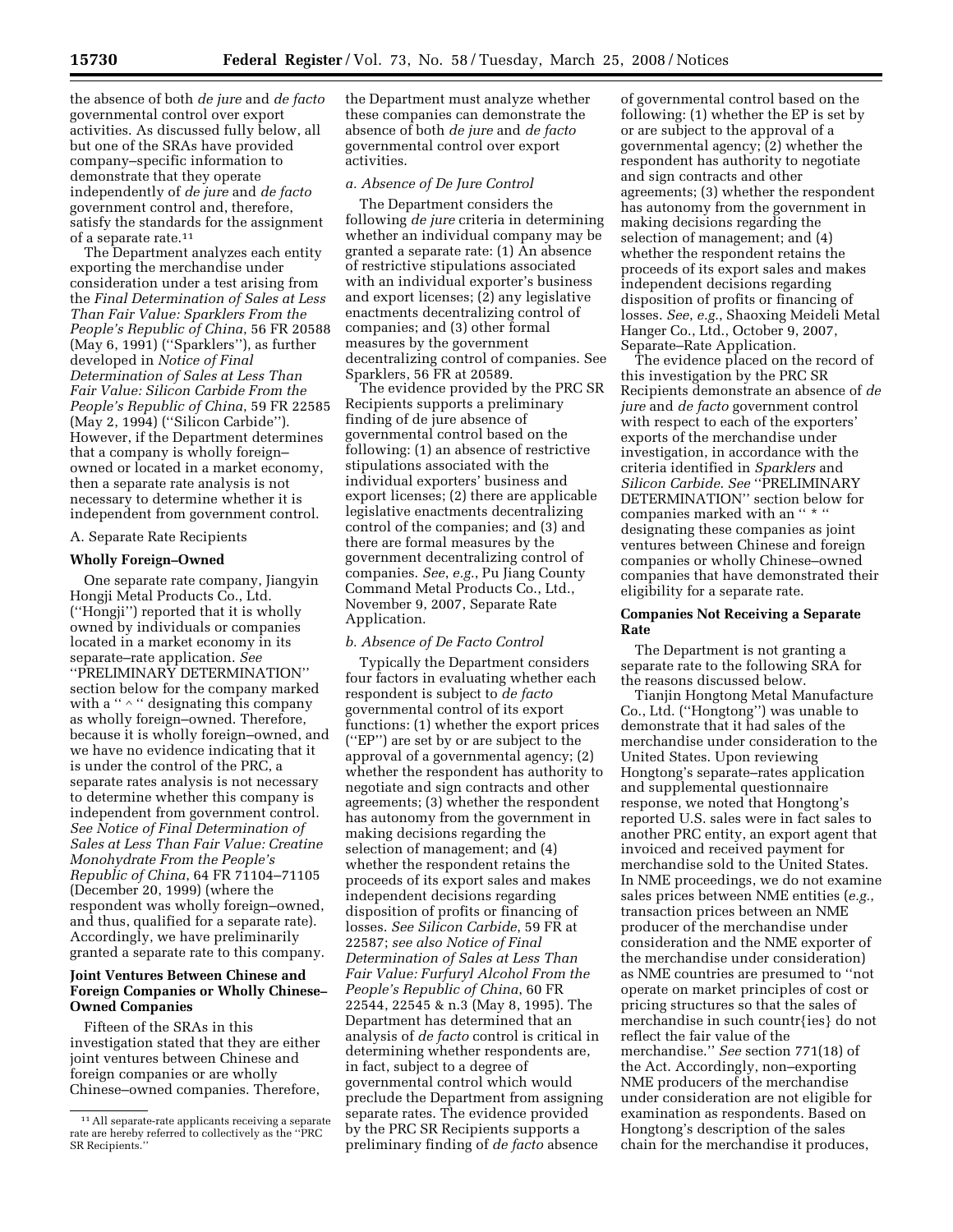the absence of both *de jure* and *de facto* governmental control over export activities. As discussed fully below, all but one of the SRAs have provided company–specific information to demonstrate that they operate independently of *de jure* and *de facto* government control and, therefore, satisfy the standards for the assignment of a separate rate.[11]

The Department analyzes each entity exporting the merchandise under consideration under a test arising from the *Final Determination of Sales at Less Than Fair Value: Sparklers From the People's Republic of China*, 56 FR 20588 (May 6, 1991) (''Sparklers''), as further developed in *Notice of Final Determination of Sales at Less Than Fair Value: Silicon Carbide From the People's Republic of China*, 59 FR 22585 (May 2, 1994) (''Silicon Carbide''). However, if the Department determines that a company is wholly foreign–owned or located in a market economy, then a separate rate analysis is not necessary to determine whether it is independent from government control.

A. Separate Rate Recipients

**Wholly Foreign–Owned**

One separate rate company, Jiangyin Hongji Metal Products Co., Ltd. (''Hongji'') reported that it is wholly owned by individuals or companies located in a market economy in its separate–rate application. *See* ''PRELIMINARY DETERMINATION'' section below for the company marked with a '' ^ '' designating this company as wholly foreign–owned. Therefore, because it is wholly foreign–owned, and we have no evidence indicating that it is under the control of the PRC, a separate rates analysis is not necessary to determine whether this company is independent from government control. *See Notice of Final Determination of Sales at Less Than Fair Value: Creatine Monohydrate From the People's Republic of China*, 64 FR 71104–71105 (December 20, 1999) (where the respondent was wholly foreign–owned, and thus, qualified for a separate rate). Accordingly, we have preliminarily granted a separate rate to this company.

**Joint Ventures Between Chinese and Foreign Companies or Wholly Chinese–Owned Companies**

Fifteen of the SRAs in this investigation stated that they are either joint ventures between Chinese and foreign companies or are wholly Chinese–owned companies. Therefore, the Department must analyze whether these companies can demonstrate the absence of both *de jure* and *de facto* governmental control over export activities.

*a. Absence of De Jure Control*

The Department considers the following *de jure* criteria in determining whether an individual company may be granted a separate rate: (1) An absence of restrictive stipulations associated with an individual exporter's business and export licenses; (2) any legislative enactments decentralizing control of companies; and (3) other formal measures by the government decentralizing control of companies. See Sparklers, 56 FR at 20589.

The evidence provided by the PRC SR Recipients supports a preliminary finding of de jure absence of governmental control based on the following: (1) an absence of restrictive stipulations associated with the individual exporters' business and export licenses; (2) there are applicable legislative enactments decentralizing control of the companies; and (3) and there are formal measures by the government decentralizing control of companies. *See*, *e.g.*, Pu Jiang County Command Metal Products Co., Ltd., November 9, 2007, Separate Rate Application.

*b. Absence of De Facto Control*

Typically the Department considers four factors in evaluating whether each respondent is subject to *de facto* governmental control of its export functions: (1) whether the export prices (''EP'') are set by or are subject to the approval of a governmental agency; (2) whether the respondent has authority to negotiate and sign contracts and other agreements; (3) whether the respondent has autonomy from the government in making decisions regarding the selection of management; and (4) whether the respondent retains the proceeds of its export sales and makes independent decisions regarding disposition of profits or financing of losses. *See Silicon Carbide*, 59 FR at 22587; *see also Notice of Final Determination of Sales at Less Than Fair Value: Furfuryl Alcohol From the People's Republic of China*, 60 FR 22544, 22545 & n.3 (May 8, 1995). The Department has determined that an analysis of *de facto* control is critical in determining whether respondents are, in fact, subject to a degree of governmental control which would preclude the Department from assigning separate rates. The evidence provided by the PRC SR Recipients supports a preliminary finding of *de facto* absence of governmental control based on the following: (1) whether the EP is set by or are subject to the approval of a governmental agency; (2) whether the respondent has authority to negotiate and sign contracts and other agreements; (3) whether the respondent has autonomy from the government in making decisions regarding the selection of management; and (4) whether the respondent retains the proceeds of its export sales and makes independent decisions regarding disposition of profits or financing of losses. *See, e.g.*, Shaoxing Meideli Metal Hanger Co., Ltd., October 9, 2007, Separate–Rate Application.

The evidence placed on the record of this investigation by the PRC SR Recipients demonstrate an absence of *de jure* and *de facto* government control with respect to each of the exporters' exports of the merchandise under investigation, in accordance with the criteria identified in *Sparklers* and *Silicon Carbide*. *See* ''PRELIMINARY DETERMINATION'' section below for companies marked with an '' * '' designating these companies as joint ventures between Chinese and foreign companies or wholly Chinese–owned companies that have demonstrated their eligibility for a separate rate.

**Companies Not Receiving a Separate Rate**

The Department is not granting a separate rate to the following SRA for the reasons discussed below.

Tianjin Hongtong Metal Manufacture Co., Ltd. (''Hongtong'') was unable to demonstrate that it had sales of the merchandise under consideration to the United States. Upon reviewing Hongtong's separate–rates application and supplemental questionnaire response, we noted that Hongtong's reported U.S. sales were in fact sales to another PRC entity, an export agent that invoiced and received payment for merchandise sold to the United States. In NME proceedings, we do not examine sales prices between NME entities (*e.g.*, transaction prices between an NME producer of the merchandise under consideration and the NME exporter of the merchandise under consideration) as NME countries are presumed to ''not operate on market principles of cost or pricing structures so that the sales of merchandise in such countr{ies} do not reflect the fair value of the merchandise.'' *See* section 771(18) of the Act. Accordingly, non–exporting NME producers of the merchandise under consideration are not eligible for examination as respondents. Based on Hongtong's description of the sales chain for the merchandise it produces,

[11] All separate-rate applicants receiving a separate rate are hereby referred to collectively as the ''PRC SR Recipients.''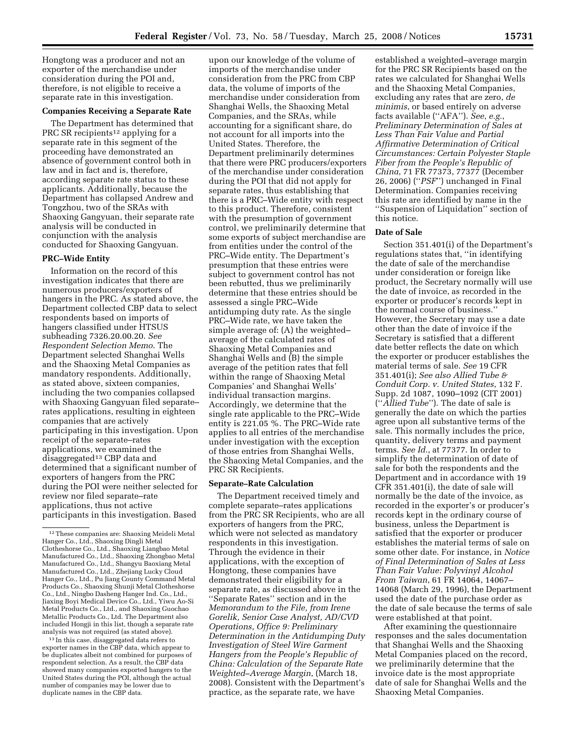Hongtong was a producer and not an exporter of the merchandise under consideration during the POI and, therefore, is not eligible to receive a separate rate in this investigation.

**Companies Receiving a Separate Rate**

The Department has determined that PRC SR recipients[12] applying for a separate rate in this segment of the proceeding have demonstrated an absence of government control both in law and in fact and is, therefore, according separate rate status to these applicants. Additionally, because the Department has collapsed Andrew and Tongzhou, two of the SRAs with Shaoxing Gangyuan, their separate rate analysis will be conducted in conjunction with the analysis conducted for Shaoxing Gangyuan.

**PRC–Wide Entity**

Information on the record of this investigation indicates that there are numerous producers/exporters of hangers in the PRC. As stated above, the Department collected CBP data to select respondents based on imports of hangers classified under HTSUS subheading 7326.20.00.20. *See Respondent Selection Memo*. The Department selected Shanghai Wells and the Shaoxing Metal Companies as mandatory respondents. Additionally, as stated above, sixteen companies, including the two companies collapsed with Shaoxing Gangyuan filed separate–rates applications, resulting in eighteen companies that are actively participating in this investigation. Upon receipt of the separate–rates applications, we examined the disaggregated[13] CBP data and determined that a significant number of exporters of hangers from the PRC during the POI were neither selected for review nor filed separate–rate applications, thus not active participants in this investigation. Based upon our knowledge of the volume of imports of the merchandise under consideration from the PRC from CBP data, the volume of imports of the merchandise under consideration from Shanghai Wells, the Shaoxing Metal Companies, and the SRAs, while accounting for a significant share, do not account for all imports into the United States. Therefore, the Department preliminarily determines that there were PRC producers/exporters of the merchandise under consideration during the POI that did not apply for separate rates, thus establishing that there is a PRC–Wide entity with respect to this product. Therefore, consistent with the presumption of government control, we preliminarily determine that some exports of subject merchandise are from entities under the control of the PRC–Wide entity. The Department's presumption that these entries were subject to government control has not been rebutted, thus we preliminarily determine that these entries should be assessed a single PRC–Wide antidumping duty rate. As the single PRC–Wide rate, we have taken the simple average of: (A) the weighted–average of the calculated rates of Shaoxing Metal Companies and Shanghai Wells and (B) the simple average of the petition rates that fell within the range of Shaoxing Metal Companies' and Shanghai Wells' individual transaction margins. Accordingly, we determine that the single rate applicable to the PRC–Wide entity is 221.05 %. The PRC–Wide rate applies to all entries of the merchandise under investigation with the exception of those entries from Shanghai Wells, the Shaoxing Metal Companies, and the PRC SR Recipients.

**Separate–Rate Calculation**

The Department received timely and complete separate–rates applications from the PRC SR Recipients, who are all exporters of hangers from the PRC, which were not selected as mandatory respondents in this investigation. Through the evidence in their applications, with the exception of Hongtong, these companies have demonstrated their eligibility for a separate rate, as discussed above in the ''Separate Rates'' section and in the *Memorandum to the File, from Irene Gorelik, Senior Case Analyst, AD/CVD Operations, Office 9: Preliminary Determination in the Antidumping Duty Investigation of Steel Wire Garment Hangers from the People's Republic of China: Calculation of the Separate Rate Weighted–Average Margin*, (March 18, 2008). Consistent with the Department's practice, as the separate rate, we have established a weighted–average margin for the PRC SR Recipients based on the rates we calculated for Shanghai Wells and the Shaoxing Metal Companies, excluding any rates that are zero, *de minimis*, or based entirely on adverse facts available (''AFA''). *See*, *e.g.*, *Preliminary Determination of Sales at Less Than Fair Value and Partial Affirmative Determination of Critical Circumstances: Certain Polyester Staple Fiber from the People's Republic of China*, 71 FR 77373, 77377 (December 26, 2006) (''*PSF*'') unchanged in Final Determination. Companies receiving this rate are identified by name in the ''Suspension of Liquidation'' section of this notice.

**Date of Sale**

Section 351.401(i) of the Department's regulations states that, ''in identifying the date of sale of the merchandise under consideration or foreign like product, the Secretary normally will use the date of invoice, as recorded in the exporter or producer's records kept in the normal course of business.'' However, the Secretary may use a date other than the date of invoice if the Secretary is satisfied that a different date better reflects the date on which the exporter or producer establishes the material terms of sale. *See* 19 CFR 351.401(i); *See also Allied Tube & Conduit Corp. v. United States*, 132 F. Supp. 2d 1087, 1090–1092 (CIT 2001) (''*Allied Tube*''). The date of sale is generally the date on which the parties agree upon all substantive terms of the sale. This normally includes the price, quantity, delivery terms and payment terms. *See Id.*, at 77377. In order to simplify the determination of date of sale for both the respondents and the Department and in accordance with 19 CFR 351.401(i), the date of sale will normally be the date of the invoice, as recorded in the exporter's or producer's records kept in the ordinary course of business, unless the Department is satisfied that the exporter or producer establishes the material terms of sale on some other date. For instance, in *Notice of Final Determination of Sales at Less Than Fair Value: Polyvinyl Alcohol From Taiwan*, 61 FR 14064, 14067–14068 (March 29, 1996), the Department used the date of the purchase order as the date of sale because the terms of sale were established at that point.

After examining the questionnaire responses and the sales documentation that Shanghai Wells and the Shaoxing Metal Companies placed on the record, we preliminarily determine that the invoice date is the most appropriate date of sale for Shanghai Wells and the Shaoxing Metal Companies.

---

[12] These companies are: Shaoxing Meideli Metal Hanger Co., Ltd., Shaoxing Dingli Metal Clotheshorse Co., Ltd., Shaoxing Liangbao Metal Manufactured Co., Ltd., Shaoxing Zhongbao Metal Manufactured Co., Ltd., Shangyu Baoxiang Metal Manufactured Co., Ltd., Zhejiang Lucky Cloud Hanger Co., Ltd., Pu Jiang County Command Metal Products Co., Shaoxing Shunji Metal Clotheshorse Co., Ltd., Ningbo Dasheng Hanger Ind. Co., Ltd., Jiaxing Boyi Medical Device Co., Ltd., Yiwu Ao-Si Metal Products Co., Ltd., and Shaoxing Guochao Metallic Products Co., Ltd. The Department also included Hongji in this list, though a separate rate analysis was not required (as stated above).

[13] In this case, disaggregated data refers to exporter names in the CBP data, which appear to be duplicates albeit not combined for purposes of respondent selection. As a result, the CBP data showed many companies exported hangers to the United States during the POI, although the actual number of companies may be lower due to duplicate names in the CBP data.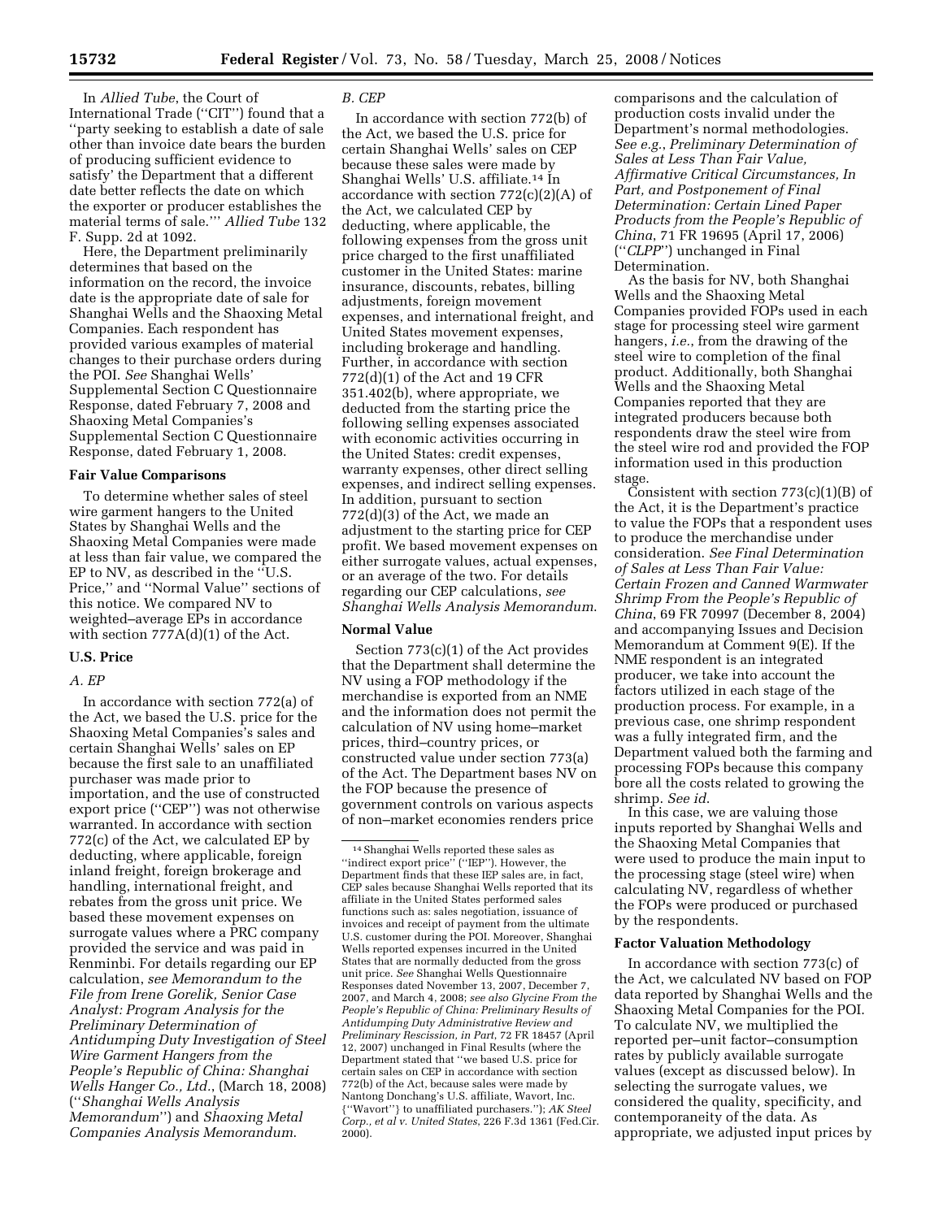In *Allied Tube*, the Court of International Trade (''CIT'') found that a ''party seeking to establish a date of sale other than invoice date bears the burden of producing sufficient evidence to satisfy' the Department that a different date better reflects the date on which the exporter or producer establishes the material terms of sale.''' *Allied Tube* 132 F. Supp. 2d at 1092.

Here, the Department preliminarily determines that based on the information on the record, the invoice date is the appropriate date of sale for Shanghai Wells and the Shaoxing Metal Companies. Each respondent has provided various examples of material changes to their purchase orders during the POI. *See* Shanghai Wells' Supplemental Section C Questionnaire Response, dated February 7, 2008 and Shaoxing Metal Companies's Supplemental Section C Questionnaire Response, dated February 1, 2008.

## Fair Value Comparisons

To determine whether sales of steel wire garment hangers to the United States by Shanghai Wells and the Shaoxing Metal Companies were made at less than fair value, we compared the EP to NV, as described in the ''U.S. Price,'' and ''Normal Value'' sections of this notice. We compared NV to weighted–average EPs in accordance with section 777A(d)(1) of the Act.

## U.S. Price

### *A. EP*

In accordance with section 772(a) of the Act, we based the U.S. price for the Shaoxing Metal Companies's sales and certain Shanghai Wells' sales on EP because the first sale to an unaffiliated purchaser was made prior to importation, and the use of constructed export price (''CEP'') was not otherwise warranted. In accordance with section 772(c) of the Act, we calculated EP by deducting, where applicable, foreign inland freight, foreign brokerage and handling, international freight, and rebates from the gross unit price. We based these movement expenses on surrogate values where a PRC company provided the service and was paid in Renminbi. For details regarding our EP calculation, *see Memorandum to the File from Irene Gorelik, Senior Case Analyst: Program Analysis for the Preliminary Determination of Antidumping Duty Investigation of Steel Wire Garment Hangers from the People's Republic of China: Shanghai Wells Hanger Co., Ltd.*, (March 18, 2008) (''*Shanghai Wells Analysis Memorandum*'') and *Shaoxing Metal Companies Analysis Memorandum*.

### *B. CEP*

In accordance with section 772(b) of the Act, we based the U.S. price for certain Shanghai Wells' sales on CEP because these sales were made by Shanghai Wells' U.S. affiliate.[14] In accordance with section 772(c)(2)(A) of the Act, we calculated CEP by deducting, where applicable, the following expenses from the gross unit price charged to the first unaffiliated customer in the United States: marine insurance, discounts, rebates, billing adjustments, foreign movement expenses, and international freight, and United States movement expenses, including brokerage and handling. Further, in accordance with section 772(d)(1) of the Act and 19 CFR 351.402(b), where appropriate, we deducted from the starting price the following selling expenses associated with economic activities occurring in the United States: credit expenses, warranty expenses, other direct selling expenses, and indirect selling expenses. In addition, pursuant to section 772(d)(3) of the Act, we made an adjustment to the starting price for CEP profit. We based movement expenses on either surrogate values, actual expenses, or an average of the two. For details regarding our CEP calculations, *see Shanghai Wells Analysis Memorandum*.

## Normal Value

Section 773(c)(1) of the Act provides that the Department shall determine the NV using a FOP methodology if the merchandise is exported from an NME and the information does not permit the calculation of NV using home–market prices, third–country prices, or constructed value under section 773(a) of the Act. The Department bases NV on the FOP because the presence of government controls on various aspects of non–market economies renders price comparisons and the calculation of production costs invalid under the Department's normal methodologies. *See e.g., Preliminary Determination of Sales at Less Than Fair Value, Affirmative Critical Circumstances, In Part, and Postponement of Final Determination: Certain Lined Paper Products from the People's Republic of China*, 71 FR 19695 (April 17, 2006) (''*CLPP*'') unchanged in Final Determination.

As the basis for NV, both Shanghai Wells and the Shaoxing Metal Companies provided FOPs used in each stage for processing steel wire garment hangers, *i.e.*, from the drawing of the steel wire to completion of the final product. Additionally, both Shanghai Wells and the Shaoxing Metal Companies reported that they are integrated producers because both respondents draw the steel wire from the steel wire rod and provided the FOP information used in this production stage.

Consistent with section 773(c)(1)(B) of the Act, it is the Department's practice to value the FOPs that a respondent uses to produce the merchandise under consideration. *See Final Determination of Sales at Less Than Fair Value: Certain Frozen and Canned Warmwater Shrimp From the People's Republic of China*, 69 FR 70997 (December 8, 2004) and accompanying Issues and Decision Memorandum at Comment 9(E). If the NME respondent is an integrated producer, we take into account the factors utilized in each stage of the production process. For example, in a previous case, one shrimp respondent was a fully integrated firm, and the Department valued both the farming and processing FOPs because this company bore all the costs related to growing the shrimp. *See id*.

In this case, we are valuing those inputs reported by Shanghai Wells and the Shaoxing Metal Companies that were used to produce the main input to the processing stage (steel wire) when calculating NV, regardless of whether the FOPs were produced or purchased by the respondents.

## Factor Valuation Methodology

In accordance with section 773(c) of the Act, we calculated NV based on FOP data reported by Shanghai Wells and the Shaoxing Metal Companies for the POI. To calculate NV, we multiplied the reported per–unit factor–consumption rates by publicly available surrogate values (except as discussed below). In selecting the surrogate values, we considered the quality, specificity, and contemporaneity of the data. As appropriate, we adjusted input prices by

[14] Shanghai Wells reported these sales as ''indirect export price'' (''IEP''). However, the Department finds that these IEP sales are, in fact, CEP sales because Shanghai Wells reported that its affiliate in the United States performed sales functions such as: sales negotiation, issuance of invoices and receipt of payment from the ultimate U.S. customer during the POI. Moreover, Shanghai Wells reported expenses incurred in the United States that are normally deducted from the gross unit price. *See* Shanghai Wells Questionnaire Responses dated November 13, 2007, December 7, 2007, and March 4, 2008; *see also Glycine From the People's Republic of China: Preliminary Results of Antidumping Duty Administrative Review and Preliminary Rescission, in Part*, 72 FR 18457 (April 12, 2007) unchanged in Final Results (where the Department stated that ''we based U.S. price for certain sales on CEP in accordance with section 772(b) of the Act, because sales were made by Nantong Donchang's U.S. affiliate, Wavort, Inc. {''Wavort''} to unaffiliated purchasers.''); *AK Steel Corp., et al v. United States*, 226 F.3d 1361 (Fed.Cir. 2000).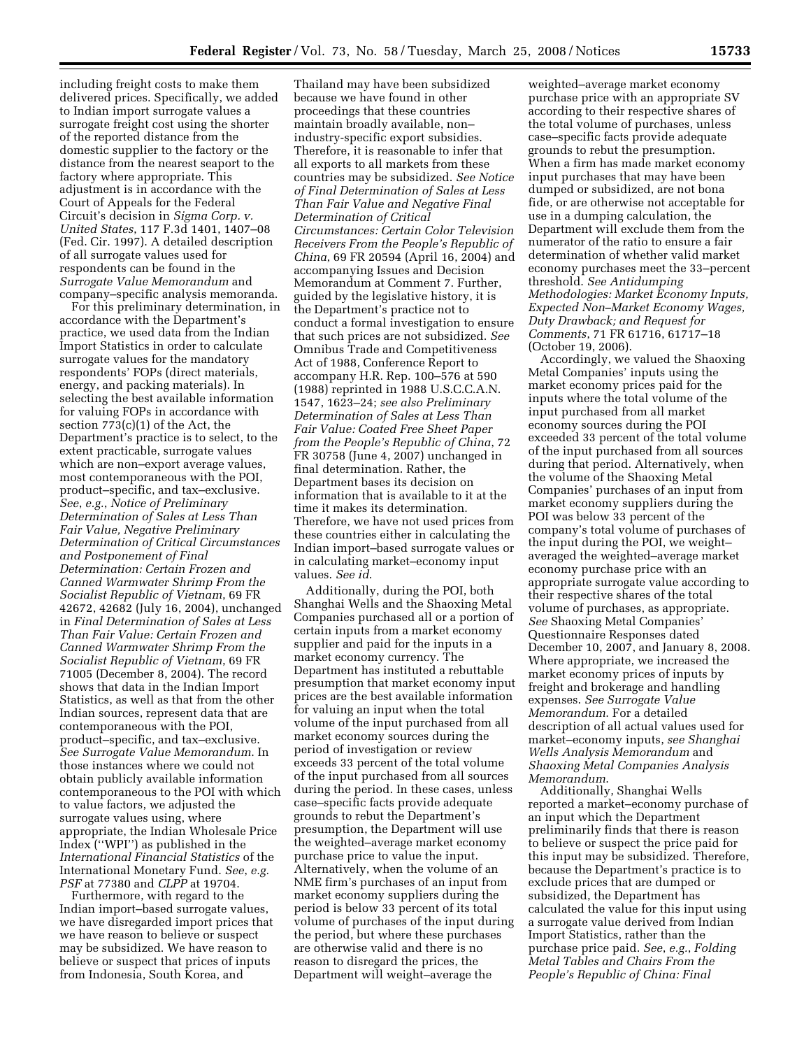including freight costs to make them delivered prices. Specifically, we added to Indian import surrogate values a surrogate freight cost using the shorter of the reported distance from the domestic supplier to the factory or the distance from the nearest seaport to the factory where appropriate. This adjustment is in accordance with the Court of Appeals for the Federal Circuit's decision in *Sigma Corp. v. United States*, 117 F.3d 1401, 1407–08 (Fed. Cir. 1997). A detailed description of all surrogate values used for respondents can be found in the *Surrogate Value Memorandum* and company–specific analysis memoranda.

For this preliminary determination, in accordance with the Department's practice, we used data from the Indian Import Statistics in order to calculate surrogate values for the mandatory respondents' FOPs (direct materials, energy, and packing materials). In selecting the best available information for valuing FOPs in accordance with section 773(c)(1) of the Act, the Department's practice is to select, to the extent practicable, surrogate values which are non–export average values, most contemporaneous with the POI, product–specific, and tax–exclusive. *See*, *e.g.*, *Notice of Preliminary Determination of Sales at Less Than Fair Value, Negative Preliminary Determination of Critical Circumstances and Postponement of Final Determination: Certain Frozen and Canned Warmwater Shrimp From the Socialist Republic of Vietnam*, 69 FR 42672, 42682 (July 16, 2004), unchanged in *Final Determination of Sales at Less Than Fair Value: Certain Frozen and Canned Warmwater Shrimp From the Socialist Republic of Vietnam*, 69 FR 71005 (December 8, 2004). The record shows that data in the Indian Import Statistics, as well as that from the other Indian sources, represent data that are contemporaneous with the POI, product–specific, and tax–exclusive. *See Surrogate Value Memorandum*. In those instances where we could not obtain publicly available information contemporaneous to the POI with which to value factors, we adjusted the surrogate values using, where appropriate, the Indian Wholesale Price Index (''WPI'') as published in the *International Financial Statistics* of the International Monetary Fund. *See*, *e.g. PSF* at 77380 and *CLPP* at 19704.

Furthermore, with regard to the Indian import–based surrogate values, we have disregarded import prices that we have reason to believe or suspect may be subsidized. We have reason to believe or suspect that prices of inputs from Indonesia, South Korea, and Thailand may have been subsidized because we have found in other proceedings that these countries maintain broadly available, non–industry-specific export subsidies. Therefore, it is reasonable to infer that all exports to all markets from these countries may be subsidized. *See Notice of Final Determination of Sales at Less Than Fair Value and Negative Final Determination of Critical Circumstances: Certain Color Television Receivers From the People's Republic of China*, 69 FR 20594 (April 16, 2004) and accompanying Issues and Decision Memorandum at Comment 7. Further, guided by the legislative history, it is the Department's practice not to conduct a formal investigation to ensure that such prices are not subsidized. *See* Omnibus Trade and Competitiveness Act of 1988, Conference Report to accompany H.R. Rep. 100–576 at 590 (1988) reprinted in 1988 U.S.C.C.A.N. 1547, 1623–24; *see also Preliminary Determination of Sales at Less Than Fair Value: Coated Free Sheet Paper from the People's Republic of China*, 72 FR 30758 (June 4, 2007) unchanged in final determination. Rather, the Department bases its decision on information that is available to it at the time it makes its determination. Therefore, we have not used prices from these countries either in calculating the Indian import–based surrogate values or in calculating market–economy input values. *See id*.

Additionally, during the POI, both Shanghai Wells and the Shaoxing Metal Companies purchased all or a portion of certain inputs from a market economy supplier and paid for the inputs in a market economy currency. The Department has instituted a rebuttable presumption that market economy input prices are the best available information for valuing an input when the total volume of the input purchased from all market economy sources during the period of investigation or review exceeds 33 percent of the total volume of the input purchased from all sources during the period. In these cases, unless case–specific facts provide adequate grounds to rebut the Department's presumption, the Department will use the weighted–average market economy purchase price to value the input. Alternatively, when the volume of an NME firm's purchases of an input from market economy suppliers during the period is below 33 percent of its total volume of purchases of the input during the period, but where these purchases are otherwise valid and there is no reason to disregard the prices, the Department will weight–average the weighted–average market economy purchase price with an appropriate SV according to their respective shares of the total volume of purchases, unless case–specific facts provide adequate grounds to rebut the presumption. When a firm has made market economy input purchases that may have been dumped or subsidized, are not bona fide, or are otherwise not acceptable for use in a dumping calculation, the Department will exclude them from the numerator of the ratio to ensure a fair determination of whether valid market economy purchases meet the 33–percent threshold. *See Antidumping Methodologies: Market Economy Inputs, Expected Non–Market Economy Wages, Duty Drawback; and Request for Comments*, 71 FR 61716, 61717–18 (October 19, 2006).

Accordingly, we valued the Shaoxing Metal Companies' inputs using the market economy prices paid for the inputs where the total volume of the input purchased from all market economy sources during the POI exceeded 33 percent of the total volume of the input purchased from all sources during that period. Alternatively, when the volume of the Shaoxing Metal Companies' purchases of an input from market economy suppliers during the POI was below 33 percent of the company's total volume of purchases of the input during the POI, we weight–averaged the weighted–average market economy purchase price with an appropriate surrogate value according to their respective shares of the total volume of purchases, as appropriate. *See* Shaoxing Metal Companies' Questionnaire Responses dated December 10, 2007, and January 8, 2008. Where appropriate, we increased the market economy prices of inputs by freight and brokerage and handling expenses. *See Surrogate Value Memorandum*. For a detailed description of all actual values used for market–economy inputs, *see Shanghai Wells Analysis Memorandum* and *Shaoxing Metal Companies Analysis Memorandum*.

Additionally, Shanghai Wells reported a market–economy purchase of an input which the Department preliminarily finds that there is reason to believe or suspect the price paid for this input may be subsidized. Therefore, because the Department's practice is to exclude prices that are dumped or subsidized, the Department has calculated the value for this input using a surrogate value derived from Indian Import Statistics, rather than the purchase price paid. *See*, *e.g.*, *Folding Metal Tables and Chairs From the People's Republic of China: Final*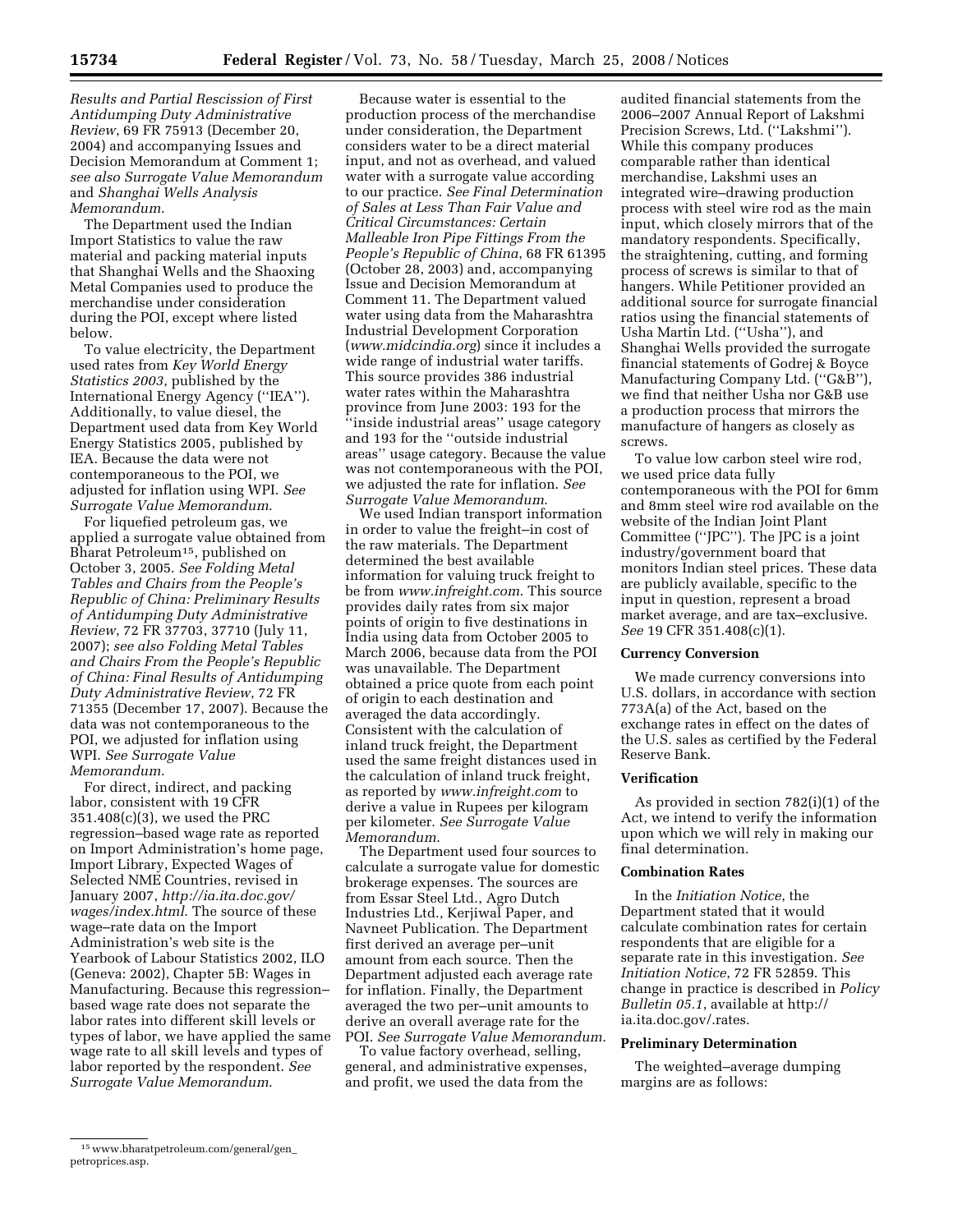*Results and Partial Rescission of First Antidumping Duty Administrative Review*, 69 FR 75913 (December 20, 2004) and accompanying Issues and Decision Memorandum at Comment 1; *see also Surrogate Value Memorandum* and *Shanghai Wells Analysis Memorandum*.

The Department used the Indian Import Statistics to value the raw material and packing material inputs that Shanghai Wells and the Shaoxing Metal Companies used to produce the merchandise under consideration during the POI, except where listed below.

To value electricity, the Department used rates from *Key World Energy Statistics 2003*, published by the International Energy Agency (''IEA''). Additionally, to value diesel, the Department used data from Key World Energy Statistics 2005, published by IEA. Because the data were not contemporaneous to the POI, we adjusted for inflation using WPI. *See Surrogate Value Memorandum*.

For liquefied petroleum gas, we applied a surrogate value obtained from Bharat Petroleum[15], published on October 3, 2005. *See Folding Metal Tables and Chairs from the People's Republic of China: Preliminary Results of Antidumping Duty Administrative Review*, 72 FR 37703, 37710 (July 11, 2007); *see also Folding Metal Tables and Chairs From the People's Republic of China: Final Results of Antidumping Duty Administrative Review*, 72 FR 71355 (December 17, 2007). Because the data was not contemporaneous to the POI, we adjusted for inflation using WPI. *See Surrogate Value Memorandum*.

For direct, indirect, and packing labor, consistent with 19 CFR 351.408(c)(3), we used the PRC regression–based wage rate as reported on Import Administration's home page, Import Library, Expected Wages of Selected NME Countries, revised in January 2007, *http://ia.ita.doc.gov/wages/index.html*. The source of these wage–rate data on the Import Administration's web site is the Yearbook of Labour Statistics 2002, ILO (Geneva: 2002), Chapter 5B: Wages in Manufacturing. Because this regression–based wage rate does not separate the labor rates into different skill levels or types of labor, we have applied the same wage rate to all skill levels and types of labor reported by the respondent. *See Surrogate Value Memorandum*.

Because water is essential to the production process of the merchandise under consideration, the Department considers water to be a direct material input, and not as overhead, and valued water with a surrogate value according to our practice. *See Final Determination of Sales at Less Than Fair Value and Critical Circumstances: Certain Malleable Iron Pipe Fittings From the People's Republic of China*, 68 FR 61395 (October 28, 2003) and, accompanying Issue and Decision Memorandum at Comment 11. The Department valued water using data from the Maharashtra Industrial Development Corporation (*www.midcindia.org*) since it includes a wide range of industrial water tariffs. This source provides 386 industrial water rates within the Maharashtra province from June 2003: 193 for the ''inside industrial areas'' usage category and 193 for the ''outside industrial areas'' usage category. Because the value was not contemporaneous with the POI, we adjusted the rate for inflation. *See Surrogate Value Memorandum*.

We used Indian transport information in order to value the freight–in cost of the raw materials. The Department determined the best available information for valuing truck freight to be from *www.infreight.com*. This source provides daily rates from six major points of origin to five destinations in India using data from October 2005 to March 2006, because data from the POI was unavailable. The Department obtained a price quote from each point of origin to each destination and averaged the data accordingly. Consistent with the calculation of inland truck freight, the Department used the same freight distances used in the calculation of inland truck freight, as reported by *www.infreight.com* to derive a value in Rupees per kilogram per kilometer. *See Surrogate Value Memorandum.*

The Department used four sources to calculate a surrogate value for domestic brokerage expenses. The sources are from Essar Steel Ltd., Agro Dutch Industries Ltd., Kerjiwal Paper, and Navneet Publication. The Department first derived an average per–unit amount from each source. Then the Department adjusted each average rate for inflation. Finally, the Department averaged the two per–unit amounts to derive an overall average rate for the POI. *See Surrogate Value Memorandum*.

To value factory overhead, selling, general, and administrative expenses, and profit, we used the data from the audited financial statements from the 2006–2007 Annual Report of Lakshmi Precision Screws, Ltd. (''Lakshmi''). While this company produces comparable rather than identical merchandise, Lakshmi uses an integrated wire–drawing production process with steel wire rod as the main input, which closely mirrors that of the mandatory respondents. Specifically, the straightening, cutting, and forming process of screws is similar to that of hangers. While Petitioner provided an additional source for surrogate financial ratios using the financial statements of Usha Martin Ltd. (''Usha''), and Shanghai Wells provided the surrogate financial statements of Godrej & Boyce Manufacturing Company Ltd. (''G&B''), we find that neither Usha nor G&B use a production process that mirrors the manufacture of hangers as closely as screws.

To value low carbon steel wire rod, we used price data fully contemporaneous with the POI for 6mm and 8mm steel wire rod available on the website of the Indian Joint Plant Committee (''JPC''). The JPC is a joint industry/government board that monitors Indian steel prices. These data are publicly available, specific to the input in question, represent a broad market average, and are tax–exclusive. *See* 19 CFR 351.408(c)(1).

**Currency Conversion**

We made currency conversions into U.S. dollars, in accordance with section 773A(a) of the Act, based on the exchange rates in effect on the dates of the U.S. sales as certified by the Federal Reserve Bank.

**Verification**

As provided in section 782(i)(1) of the Act, we intend to verify the information upon which we will rely in making our final determination.

**Combination Rates**

In the *Initiation Notice*, the Department stated that it would calculate combination rates for certain respondents that are eligible for a separate rate in this investigation. *See Initiation Notice*, 72 FR 52859. This change in practice is described in *Policy Bulletin 05.1*, available at http://ia.ita.doc.gov/.rates.

**Preliminary Determination**

The weighted–average dumping margins are as follows:

[15] www.bharatpetroleum.com/general/gen_petroprices.asp.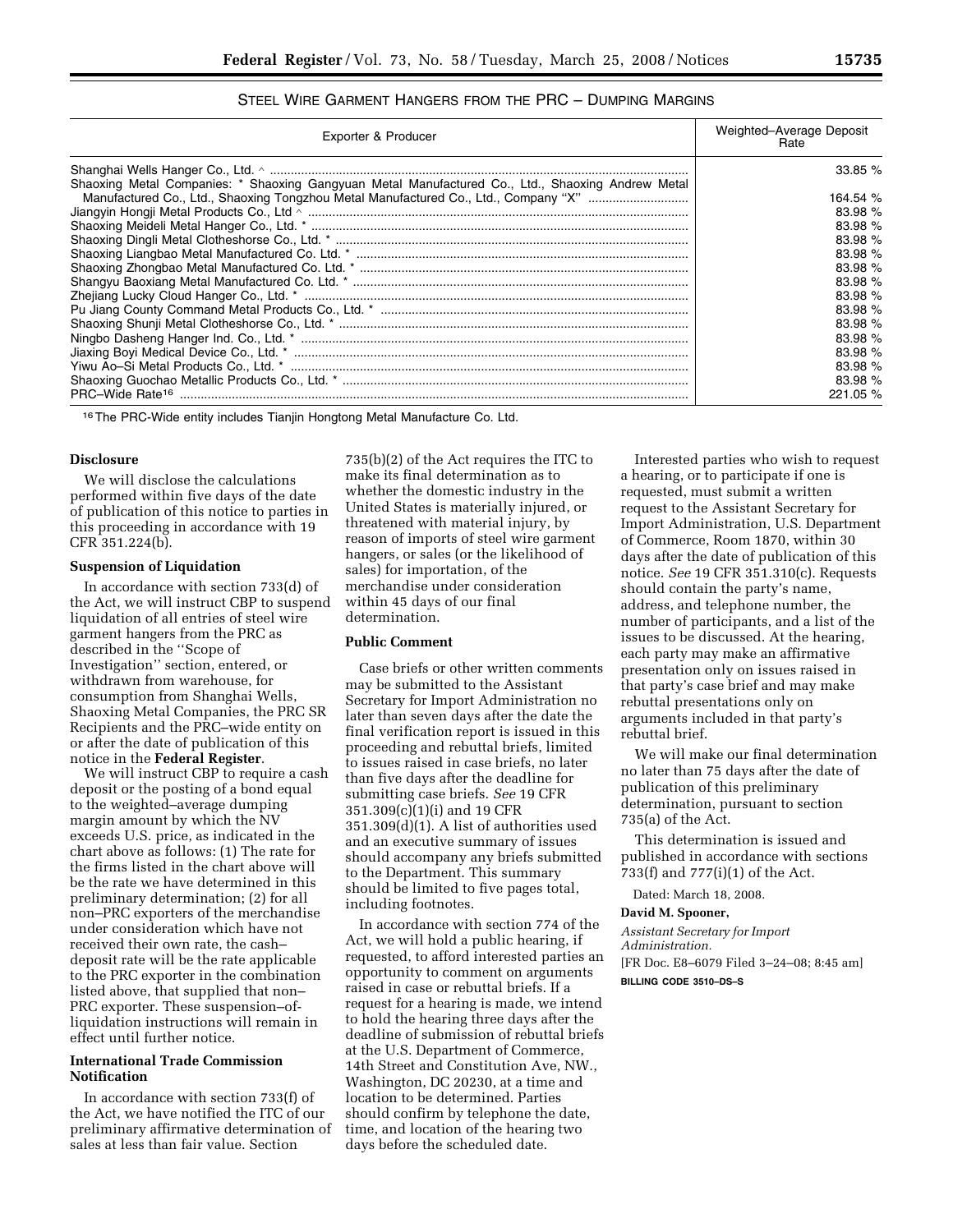## Steel Wire Garment Hangers from the PRC – Dumping Margins

| Exporter & Producer | Weighted–Average Deposit Rate |
|---|---|
| Shanghai Wells Hanger Co., Ltd. ^ | 33.85 % |
| Shaoxing Metal Companies: * Shaoxing Gangyuan Metal Manufactured Co., Ltd., Shaoxing Andrew Metal Manufactured Co., Ltd., Shaoxing Tongzhou Metal Manufactured Co., Ltd., Company ''X'' | 164.54 % |
| Jiangyin Hongji Metal Products Co., Ltd ^ | 83.98 % |
| Shaoxing Meideli Metal Hanger Co., Ltd. * | 83.98 % |
| Shaoxing Dingli Metal Clotheshorse Co., Ltd. * | 83.98 % |
| Shaoxing Liangbao Metal Manufactured Co. Ltd. * | 83.98 % |
| Shaoxing Zhongbao Metal Manufactured Co. Ltd. * | 83.98 % |
| Shangyu Baoxiang Metal Manufactured Co. Ltd. * | 83.98 % |
| Zhejiang Lucky Cloud Hanger Co., Ltd. * | 83.98 % |
| Pu Jiang County Command Metal Products Co., Ltd. * | 83.98 % |
| Shaoxing Shunji Metal Clotheshorse Co., Ltd. * | 83.98 % |
| Ningbo Dasheng Hanger Ind. Co., Ltd. * | 83.98 % |
| Jiaxing Boyi Medical Device Co., Ltd. * | 83.98 % |
| Yiwu Ao–Si Metal Products Co., Ltd. * | 83.98 % |
| Shaoxing Guochao Metallic Products Co., Ltd. * | 83.98 % |
| PRC–Wide Rate[16] | 221.05 % |

[16] The PRC-Wide entity includes Tianjin Hongtong Metal Manufacture Co. Ltd.

**Disclosure**

We will disclose the calculations performed within five days of the date of publication of this notice to parties in this proceeding in accordance with 19 CFR 351.224(b).

**Suspension of Liquidation**

In accordance with section 733(d) of the Act, we will instruct CBP to suspend liquidation of all entries of steel wire garment hangers from the PRC as described in the ''Scope of Investigation'' section, entered, or withdrawn from warehouse, for consumption from Shanghai Wells, Shaoxing Metal Companies, the PRC SR Recipients and the PRC–wide entity on or after the date of publication of this notice in the **Federal Register**.

We will instruct CBP to require a cash deposit or the posting of a bond equal to the weighted–average dumping margin amount by which the NV exceeds U.S. price, as indicated in the chart above as follows: (1) The rate for the firms listed in the chart above will be the rate we have determined in this preliminary determination; (2) for all non–PRC exporters of the merchandise under consideration which have not received their own rate, the cash–deposit rate will be the rate applicable to the PRC exporter in the combination listed above, that supplied that non–PRC exporter. These suspension–of-liquidation instructions will remain in effect until further notice.

**International Trade Commission Notification**

In accordance with section 733(f) of the Act, we have notified the ITC of our preliminary affirmative determination of sales at less than fair value. Section 735(b)(2) of the Act requires the ITC to make its final determination as to whether the domestic industry in the United States is materially injured, or threatened with material injury, by reason of imports of steel wire garment hangers, or sales (or the likelihood of sales) for importation, of the merchandise under consideration within 45 days of our final determination.

**Public Comment**

Case briefs or other written comments may be submitted to the Assistant Secretary for Import Administration no later than seven days after the date the final verification report is issued in this proceeding and rebuttal briefs, limited to issues raised in case briefs, no later than five days after the deadline for submitting case briefs. *See* 19 CFR 351.309(c)(1)(i) and 19 CFR 351.309(d)(1). A list of authorities used and an executive summary of issues should accompany any briefs submitted to the Department. This summary should be limited to five pages total, including footnotes.

In accordance with section 774 of the Act, we will hold a public hearing, if requested, to afford interested parties an opportunity to comment on arguments raised in case or rebuttal briefs. If a request for a hearing is made, we intend to hold the hearing three days after the deadline of submission of rebuttal briefs at the U.S. Department of Commerce, 14th Street and Constitution Ave, NW., Washington, DC 20230, at a time and location to be determined. Parties should confirm by telephone the date, time, and location of the hearing two days before the scheduled date.

Interested parties who wish to request a hearing, or to participate if one is requested, must submit a written request to the Assistant Secretary for Import Administration, U.S. Department of Commerce, Room 1870, within 30 days after the date of publication of this notice. *See* 19 CFR 351.310(c). Requests should contain the party's name, address, and telephone number, the number of participants, and a list of the issues to be discussed. At the hearing, each party may make an affirmative presentation only on issues raised in that party's case brief and may make rebuttal presentations only on arguments included in that party's rebuttal brief.

We will make our final determination no later than 75 days after the date of publication of this preliminary determination, pursuant to section 735(a) of the Act.

This determination is issued and published in accordance with sections 733(f) and 777(i)(1) of the Act.

Dated: March 18, 2008.

**David M. Spooner,**

*Assistant Secretary for Import Administration.*

[FR Doc. E8–6079 Filed 3–24–08; 8:45 am]

**BILLING CODE 3510–DS–S**